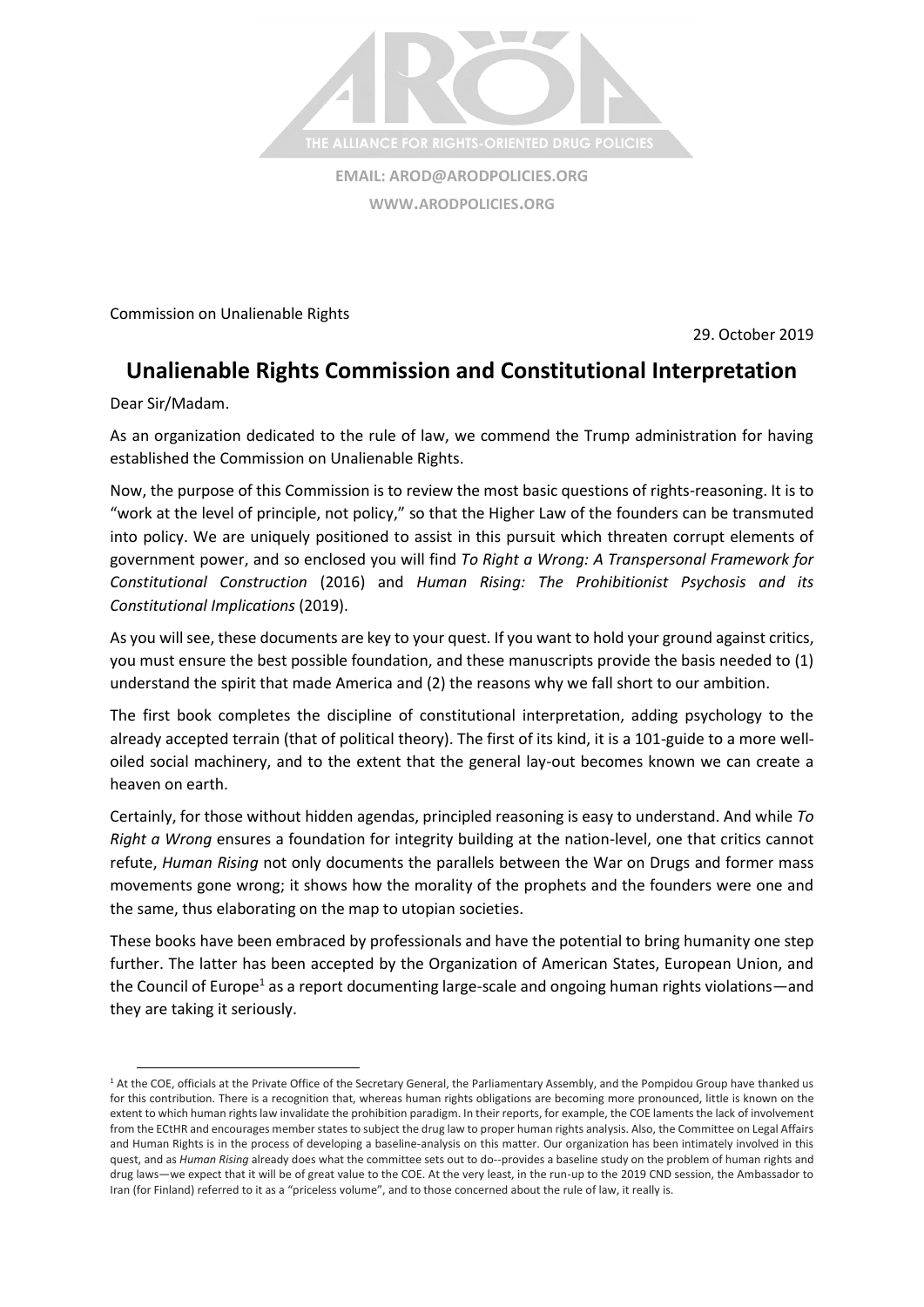THE ALLIANCE FOR RIGHTS-ORIENTED DRUG POLICIES

**EMAIL: AROD@ARODPOLICIES.ORG**

**WWW.ARODPOLICIES.ORG**

Commission on Unalienable Rights

29. October 2019

# Unalienable Rights Commission and Constitutional Interpretation

Dear Sir/Madam.

As an organization dedicated to the rule of law, we commend the Trump administration for having established the Commission on Unalienable Rights.

Now, the purpose of this Commission is to review the most basic questions of rights-reasoning. It is to "work at the level of principle, not policy," so that the Higher Law of the founders can be transmuted into policy. We are uniquely positioned to assist in this pursuit which threaten corrupt elements of government power, and so enclosed you will find *To Right a Wrong: A Transpersonal Framework for Constitutional Construction* (2016) and *Human Rising: The Prohibitionist Psychosis and its Constitutional Implications* (2019).

As you will see, these documents are key to your quest. If you want to hold your ground against critics, you must ensure the best possible foundation, and these manuscripts provide the basis needed to (1) understand the spirit that made America and (2) the reasons why we fall short to our ambition.

The first book completes the discipline of constitutional interpretation, adding psychology to the already accepted terrain (that of political theory). The first of its kind, it is a 101-guide to a more well-oiled social machinery, and to the extent that the general lay-out becomes known we can create a heaven on earth.

Certainly, for those without hidden agendas, principled reasoning is easy to understand. And while *To Right a Wrong* ensures a foundation for integrity building at the nation-level, one that critics cannot refute, *Human Rising* not only documents the parallels between the War on Drugs and former mass movements gone wrong; it shows how the morality of the prophets and the founders were one and the same, thus elaborating on the map to utopian societies.

These books have been embraced by professionals and have the potential to bring humanity one step further. The latter has been accepted by the Organization of American States, European Union, and the Council of Europe[1] as a report documenting large-scale and ongoing human rights violations—and they are taking it seriously.

---

[1] At the COE, officials at the Private Office of the Secretary General, the Parliamentary Assembly, and the Pompidou Group have thanked us for this contribution. There is a recognition that, whereas human rights obligations are becoming more pronounced, little is known on the extent to which human rights law invalidate the prohibition paradigm. In their reports, for example, the COE laments the lack of involvement from the ECtHR and encourages member states to subject the drug law to proper human rights analysis. Also, the Committee on Legal Affairs and Human Rights is in the process of developing a baseline-analysis on this matter. Our organization has been intimately involved in this quest, and as *Human Rising* already does what the committee sets out to do--provides a baseline study on the problem of human rights and drug laws—we expect that it will be of great value to the COE. At the very least, in the run-up to the 2019 CND session, the Ambassador to Iran (for Finland) referred to it as a "priceless volume", and to those concerned about the rule of law, it really is.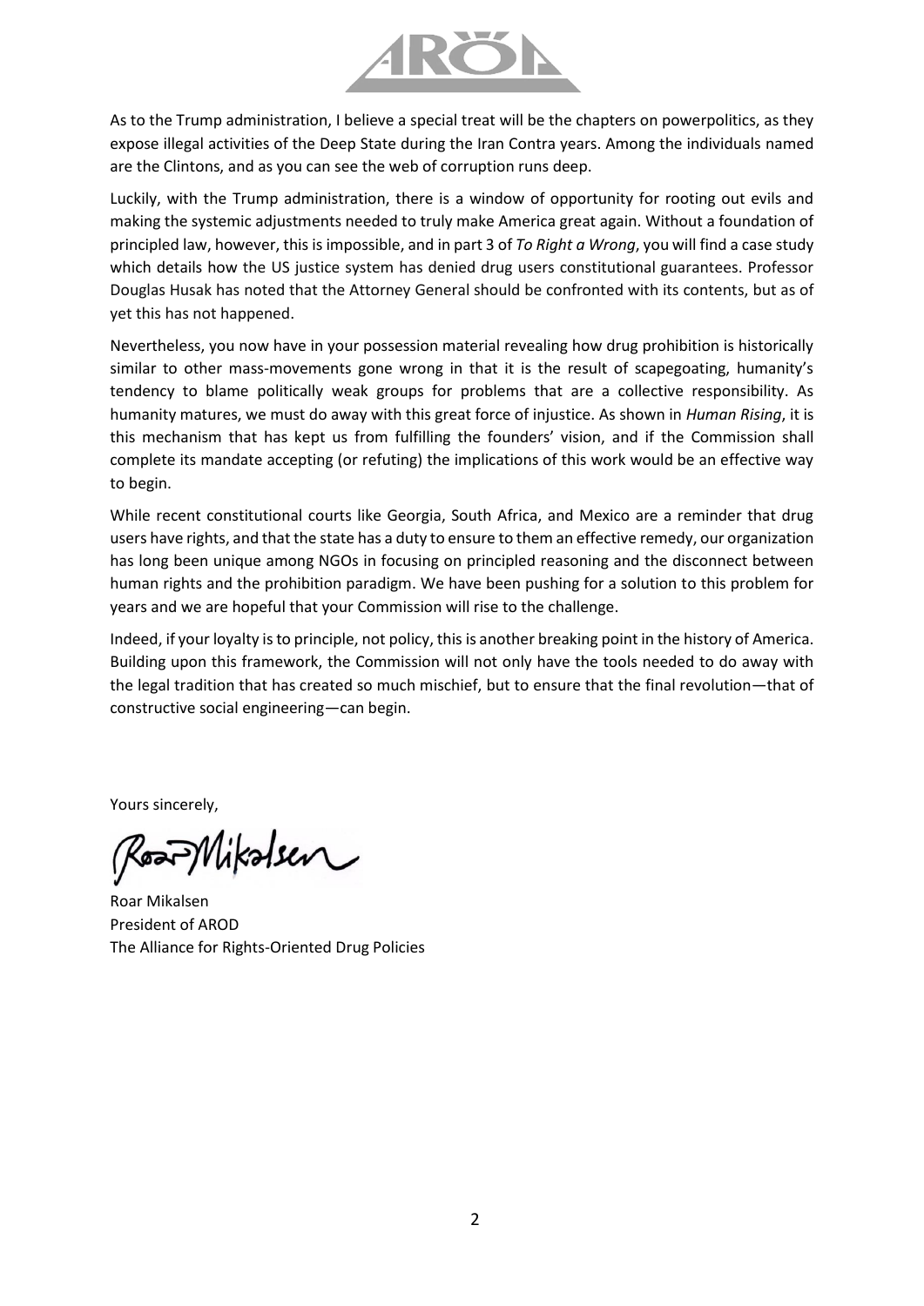As to the Trump administration, I believe a special treat will be the chapters on powerpolitics, as they expose illegal activities of the Deep State during the Iran Contra years. Among the individuals named are the Clintons, and as you can see the web of corruption runs deep.

Luckily, with the Trump administration, there is a window of opportunity for rooting out evils and making the systemic adjustments needed to truly make America great again. Without a foundation of principled law, however, this is impossible, and in part 3 of *To Right a Wrong*, you will find a case study which details how the US justice system has denied drug users constitutional guarantees. Professor Douglas Husak has noted that the Attorney General should be confronted with its contents, but as of yet this has not happened.

Nevertheless, you now have in your possession material revealing how drug prohibition is historically similar to other mass-movements gone wrong in that it is the result of scapegoating, humanity's tendency to blame politically weak groups for problems that are a collective responsibility. As humanity matures, we must do away with this great force of injustice. As shown in *Human Rising*, it is this mechanism that has kept us from fulfilling the founders' vision, and if the Commission shall complete its mandate accepting (or refuting) the implications of this work would be an effective way to begin.

While recent constitutional courts like Georgia, South Africa, and Mexico are a reminder that drug users have rights, and that the state has a duty to ensure to them an effective remedy, our organization has long been unique among NGOs in focusing on principled reasoning and the disconnect between human rights and the prohibition paradigm. We have been pushing for a solution to this problem for years and we are hopeful that your Commission will rise to the challenge.

Indeed, if your loyalty is to principle, not policy, this is another breaking point in the history of America. Building upon this framework, the Commission will not only have the tools needed to do away with the legal tradition that has created so much mischief, but to ensure that the final revolution—that of constructive social engineering—can begin.

Yours sincerely,

Roar Mikalsen

Roar Mikalsen
President of AROD
The Alliance for Rights-Oriented Drug Policies